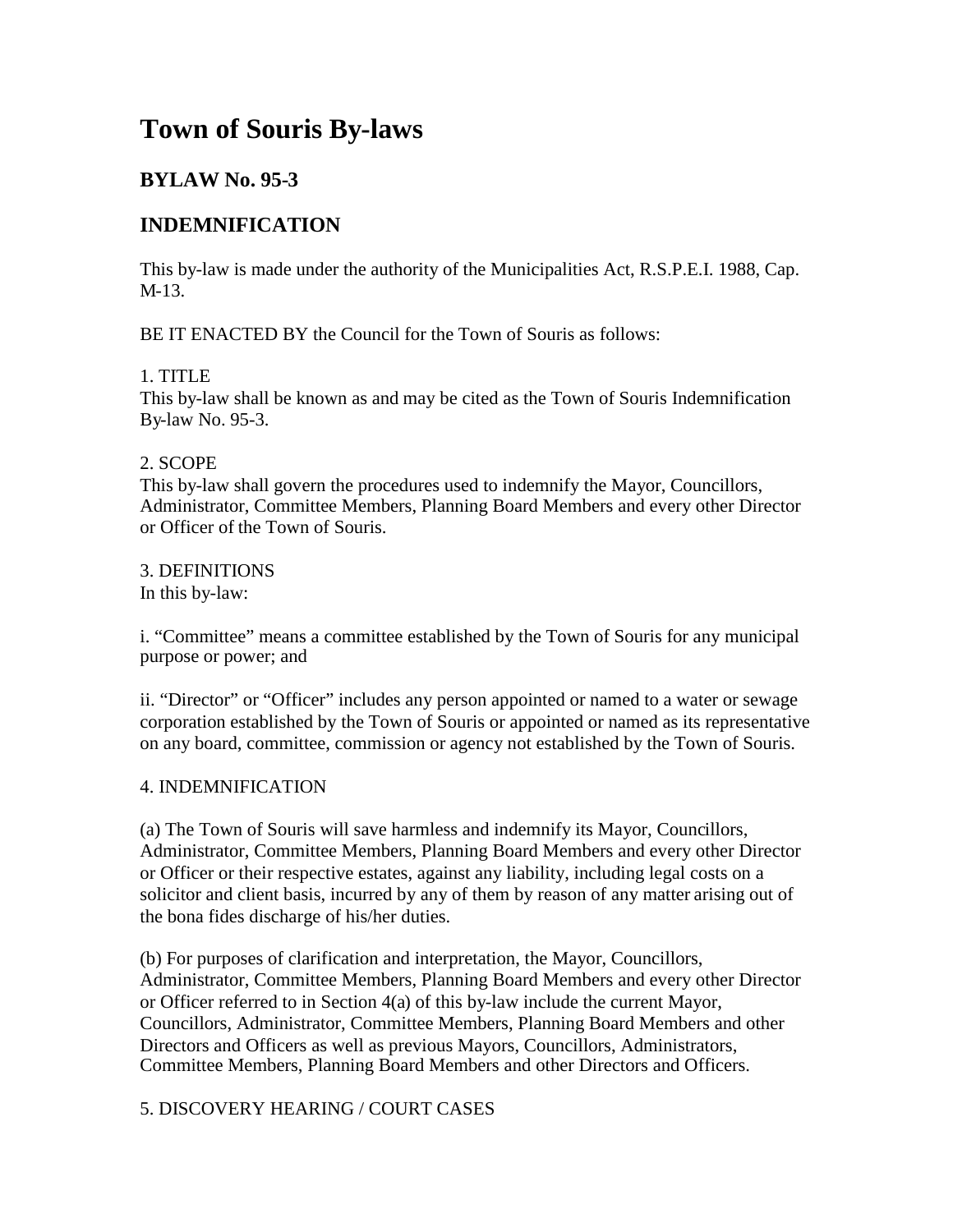# Town of Souris By-laws

## BYLAW No. 95-3

## INDEMNIFICATION

This by-law is made under the authority of the Municipalities Act, R.S.P.E.I. 1988, Cap. M-13.

BE IT ENACTED BY the Council for the Town of Souris as follows:

1. TITLE
This by-law shall be known as and may be cited as the Town of Souris Indemnification By-law No. 95-3.

2. SCOPE
This by-law shall govern the procedures used to indemnify the Mayor, Councillors, Administrator, Committee Members, Planning Board Members and every other Director or Officer of the Town of Souris.

3. DEFINITIONS
In this by-law:

i. “Committee” means a committee established by the Town of Souris for any municipal purpose or power; and

ii. “Director” or “Officer” includes any person appointed or named to a water or sewage corporation established by the Town of Souris or appointed or named as its representative on any board, committee, commission or agency not established by the Town of Souris.

4. INDEMNIFICATION

(a) The Town of Souris will save harmless and indemnify its Mayor, Councillors, Administrator, Committee Members, Planning Board Members and every other Director or Officer or their respective estates, against any liability, including legal costs on a solicitor and client basis, incurred by any of them by reason of any matter arising out of the bona fides discharge of his/her duties.

(b) For purposes of clarification and interpretation, the Mayor, Councillors, Administrator, Committee Members, Planning Board Members and every other Director or Officer referred to in Section 4(a) of this by-law include the current Mayor, Councillors, Administrator, Committee Members, Planning Board Members and other Directors and Officers as well as previous Mayors, Councillors, Administrators, Committee Members, Planning Board Members and other Directors and Officers.

5. DISCOVERY HEARING / COURT CASES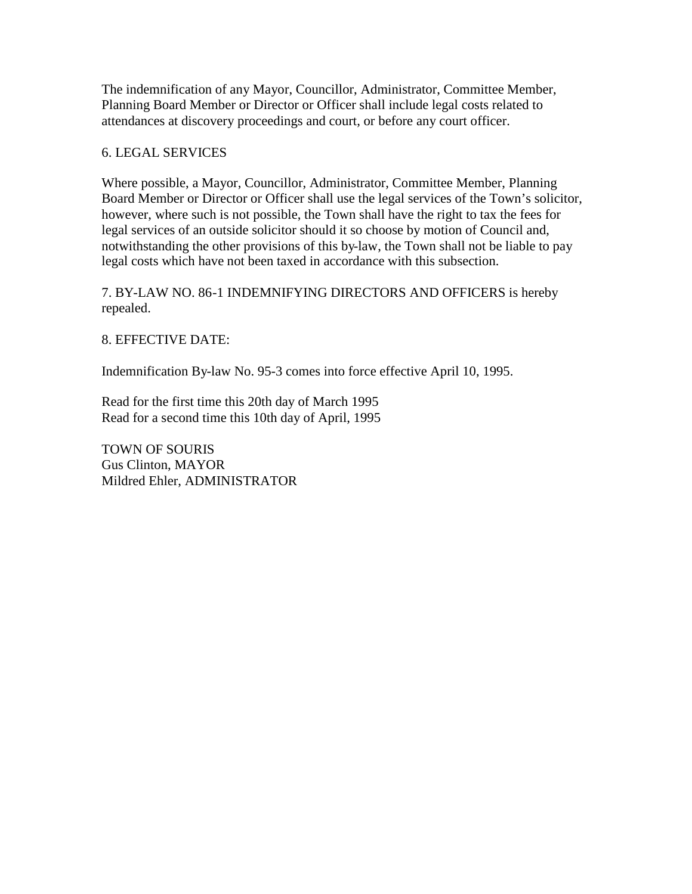The indemnification of any Mayor, Councillor, Administrator, Committee Member, Planning Board Member or Director or Officer shall include legal costs related to attendances at discovery proceedings and court, or before any court officer.

6. LEGAL SERVICES

Where possible, a Mayor, Councillor, Administrator, Committee Member, Planning Board Member or Director or Officer shall use the legal services of the Town's solicitor, however, where such is not possible, the Town shall have the right to tax the fees for legal services of an outside solicitor should it so choose by motion of Council and, notwithstanding the other provisions of this by-law, the Town shall not be liable to pay legal costs which have not been taxed in accordance with this subsection.

7. BY-LAW NO. 86-1 INDEMNIFYING DIRECTORS AND OFFICERS is hereby repealed.

8. EFFECTIVE DATE:

Indemnification By-law No. 95-3 comes into force effective April 10, 1995.

Read for the first time this 20th day of March 1995
Read for a second time this 10th day of April, 1995

TOWN OF SOURIS
Gus Clinton, MAYOR
Mildred Ehler, ADMINISTRATOR